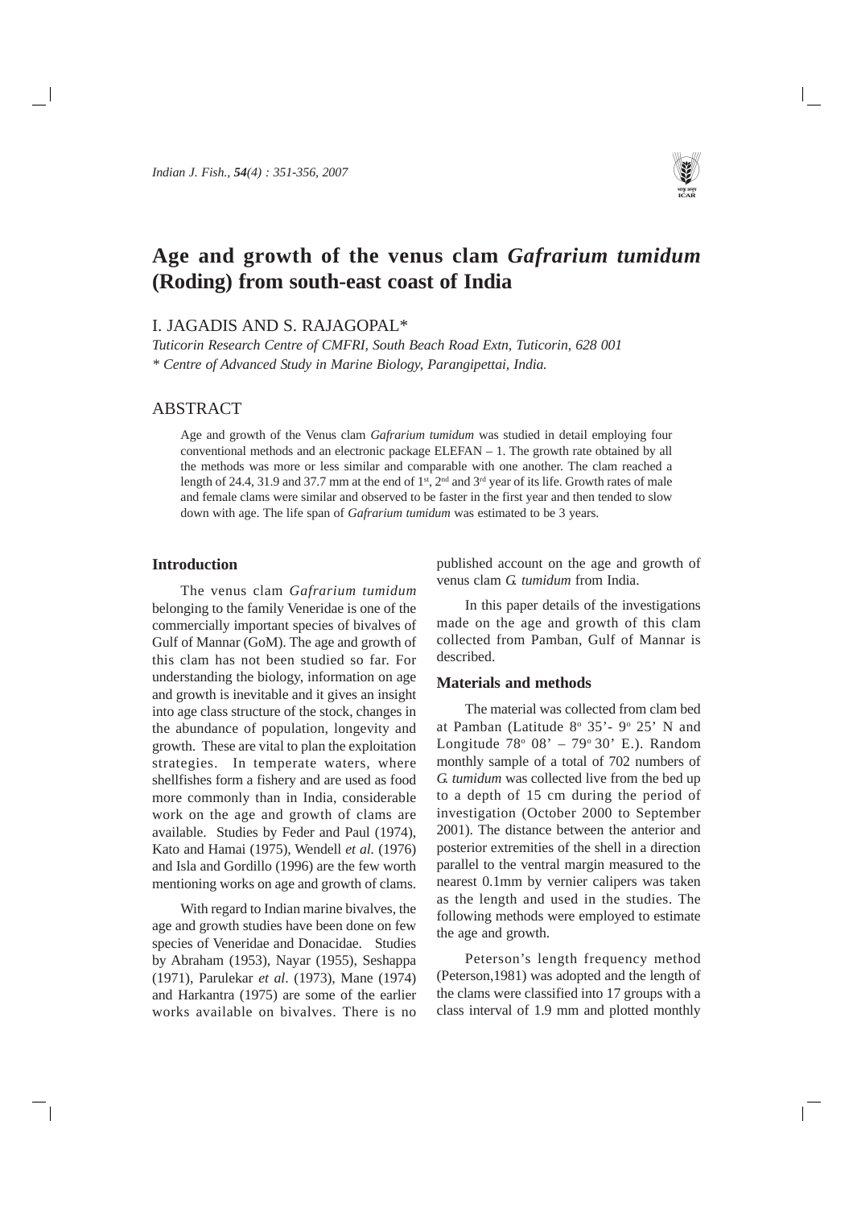# Age and growth of the venus clam *Gafrarium tumidum* (Roding) from south-east coast of India

I. JAGADIS AND S. RAJAGOPAL*

*Tuticorin Research Centre of CMFRI, South Beach Road Extn, Tuticorin, 628 001*
*\* Centre of Advanced Study in Marine Biology, Parangipettai, India.*

## ABSTRACT

Age and growth of the Venus clam *Gafrarium tumidum* was studied in detail employing four conventional methods and an electronic package ELEFAN – 1. The growth rate obtained by all the methods was more or less similar and comparable with one another. The clam reached a length of 24.4, 31.9 and 37.7 mm at the end of 1st, 2nd and 3rd year of its life. Growth rates of male and female clams were similar and observed to be faster in the first year and then tended to slow down with age. The life span of *Gafrarium tumidum* was estimated to be 3 years.

### Introduction

The venus clam *Gafrarium tumidum* belonging to the family Veneridae is one of the commercially important species of bivalves of Gulf of Mannar (GoM). The age and growth of this clam has not been studied so far. For understanding the biology, information on age and growth is inevitable and it gives an insight into age class structure of the stock, changes in the abundance of population, longevity and growth. These are vital to plan the exploitation strategies. In temperate waters, where shellfishes form a fishery and are used as food more commonly than in India, considerable work on the age and growth of clams are available. Studies by Feder and Paul (1974), Kato and Hamai (1975), Wendell *et al.* (1976) and Isla and Gordillo (1996) are the few worth mentioning works on age and growth of clams.

With regard to Indian marine bivalves, the age and growth studies have been done on few species of Veneridae and Donacidae. Studies by Abraham (1953), Nayar (1955), Seshappa (1971), Parulekar *et al*. (1973), Mane (1974) and Harkantra (1975) are some of the earlier works available on bivalves. There is no published account on the age and growth of venus clam *G. tumidum* from India.

In this paper details of the investigations made on the age and growth of this clam collected from Pamban, Gulf of Mannar is described.

### Materials and methods

The material was collected from clam bed at Pamban (Latitude 8° 35'- 9° 25' N and Longitude 78° 08' – 79° 30' E.). Random monthly sample of a total of 702 numbers of *G. tumidum* was collected live from the bed up to a depth of 15 cm during the period of investigation (October 2000 to September 2001). The distance between the anterior and posterior extremities of the shell in a direction parallel to the ventral margin measured to the nearest 0.1mm by vernier calipers was taken as the length and used in the studies. The following methods were employed to estimate the age and growth.

Peterson's length frequency method (Peterson,1981) was adopted and the length of the clams were classified into 17 groups with a class interval of 1.9 mm and plotted monthly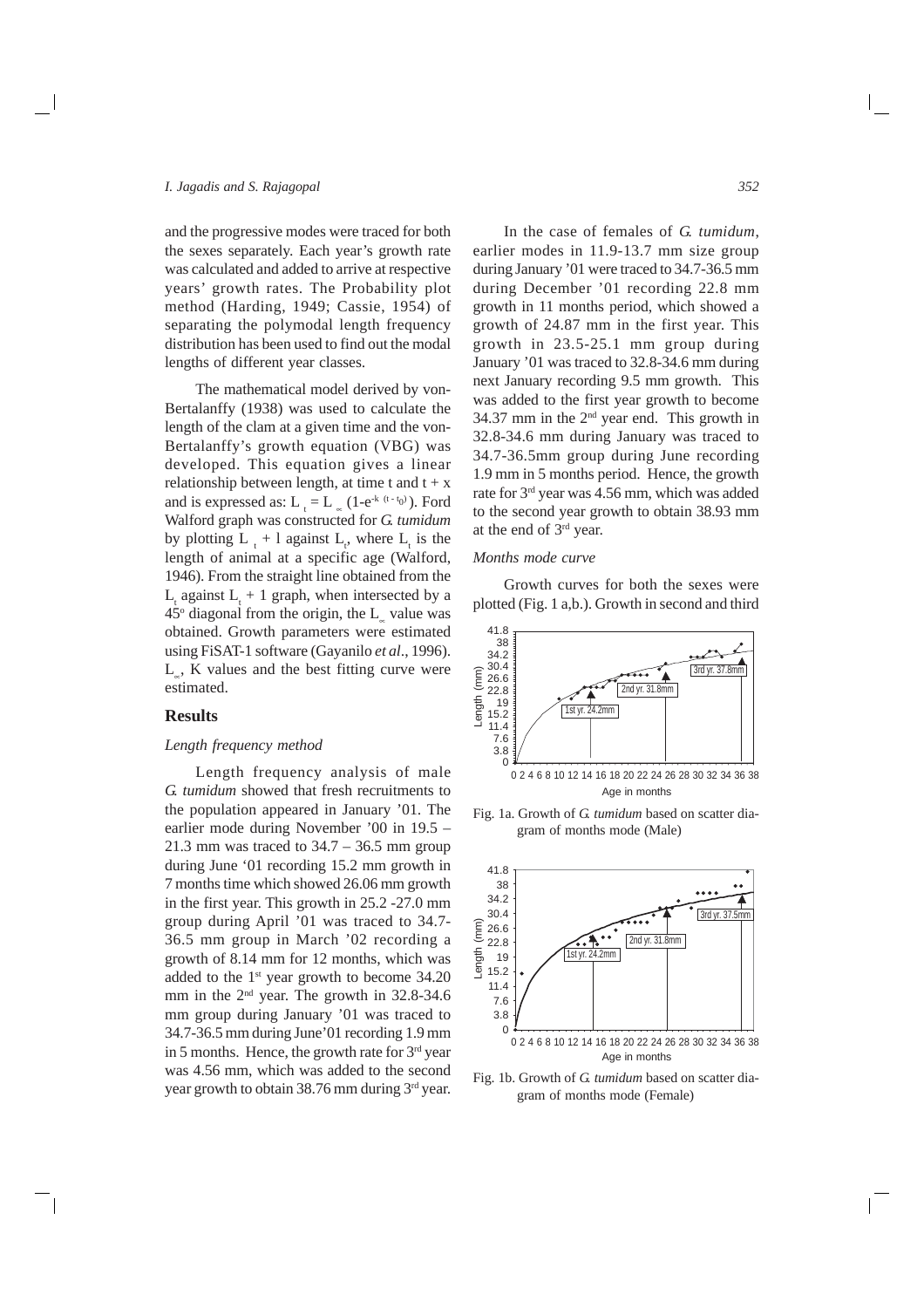and the progressive modes were traced for both the sexes separately. Each year's growth rate was calculated and added to arrive at respective years' growth rates. The Probability plot method (Harding, 1949; Cassie, 1954) of separating the polymodal length frequency distribution has been used to find out the modal lengths of different year classes.

The mathematical model derived by von-Bertalanffy (1938) was used to calculate the length of the clam at a given time and the von-Bertalanffy's growth equation (VBG) was developed. This equation gives a linear relationship between length, at time t and t + x and is expressed as: $L_t = L_\infty (1\text{-}e^{-k (t - t_0)})$. Ford Walford graph was constructed for *G. tumidum* by plotting $L_t + 1$ against $L_t$, where $L_t$ is the length of animal at a specific age (Walford, 1946). From the straight line obtained from the $L_t$ against $L_t + 1$ graph, when intersected by a $45^o$ diagonal from the origin, the $L_\infty$ value was obtained. Growth parameters were estimated using FiSAT-1 software (Gayanilo *et al*., 1996). $L_\infty$, K values and the best fitting curve were estimated.

## Results

### *Length frequency method*

Length frequency analysis of male *G. tumidum* showed that fresh recruitments to the population appeared in January '01. The earlier mode during November '00 in 19.5 – 21.3 mm was traced to 34.7 – 36.5 mm group during June '01 recording 15.2 mm growth in 7 months time which showed 26.06 mm growth in the first year. This growth in 25.2 -27.0 mm group during April '01 was traced to 34.7-36.5 mm group in March '02 recording a growth of 8.14 mm for 12 months, which was added to the 1st year growth to become 34.20 mm in the 2nd year. The growth in 32.8-34.6 mm group during January '01 was traced to 34.7-36.5 mm during June'01 recording 1.9 mm in 5 months. Hence, the growth rate for 3rd year was 4.56 mm, which was added to the second year growth to obtain 38.76 mm during 3rd year.

In the case of females of *G. tumidum*, earlier modes in 11.9-13.7 mm size group during January '01 were traced to 34.7-36.5 mm during December '01 recording 22.8 mm growth in 11 months period, which showed a growth of 24.87 mm in the first year. This growth in 23.5-25.1 mm group during January '01 was traced to 32.8-34.6 mm during next January recording 9.5 mm growth. This was added to the first year growth to become 34.37 mm in the 2nd year end. This growth in 32.8-34.6 mm during January was traced to 34.7-36.5mm group during June recording 1.9 mm in 5 months period. Hence, the growth rate for 3rd year was 4.56 mm, which was added to the second year growth to obtain 38.93 mm at the end of 3rd year.

### *Months mode curve*

Growth curves for both the sexes were plotted (Fig. 1 a,b.). Growth in second and third

Fig. 1a. Growth of *G. tumidum* based on scatter diagram of months mode (Male)

Fig. 1b. Growth of *G. tumidum* based on scatter diagram of months mode (Female)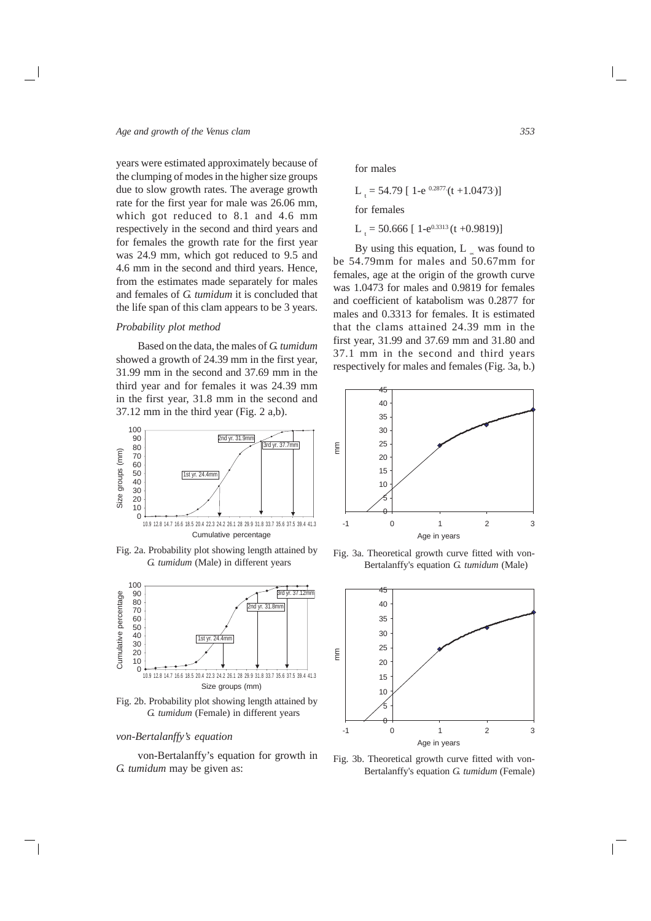years were estimated approximately because of the clumping of modes in the higher size groups due to slow growth rates. The average growth rate for the first year for male was 26.06 mm, which got reduced to 8.1 and 4.6 mm respectively in the second and third years and for females the growth rate for the first year was 24.9 mm, which got reduced to 9.5 and 4.6 mm in the second and third years. Hence, from the estimates made separately for males and females of *G. tumidum* it is concluded that the life span of this clam appears to be 3 years.

*Probability plot method*

Based on the data, the males of *G. tumidum* showed a growth of 24.39 mm in the first year, 31.99 mm in the second and 37.69 mm in the third year and for females it was 24.39 mm in the first year, 31.8 mm in the second and 37.12 mm in the third year (Fig. 2 a,b).

Fig. 2a. Probability plot showing length attained by *G. tumidum* (Male) in different years

Fig. 2b. Probability plot showing length attained by *G. tumidum* (Female) in different years

*von-Bertalanffy's equation*

von-Bertalanffy's equation for growth in *G. tumidum* may be given as:

for males

$$L_t = 54.79 \, [1 - e^{0.2877} (t + 1.0473)]$$

for females

$$L_t = 50.666 \, [1 - e^{0.3313} (t + 0.9819)]$$

By using this equation, $L_\infty$ was found to be 54.79mm for males and 50.67mm for females, age at the origin of the growth curve was 1.0473 for males and 0.9819 for females and coefficient of katabolism was 0.2877 for males and 0.3313 for females. It is estimated that the clams attained 24.39 mm in the first year, 31.99 and 37.69 mm and 31.80 and 37.1 mm in the second and third years respectively for males and females (Fig. 3a, b.)

Fig. 3a. Theoretical growth curve fitted with von-Bertalanffy's equation *G. tumidum* (Male)

Fig. 3b. Theoretical growth curve fitted with von-Bertalanffy's equation *G. tumidum* (Female)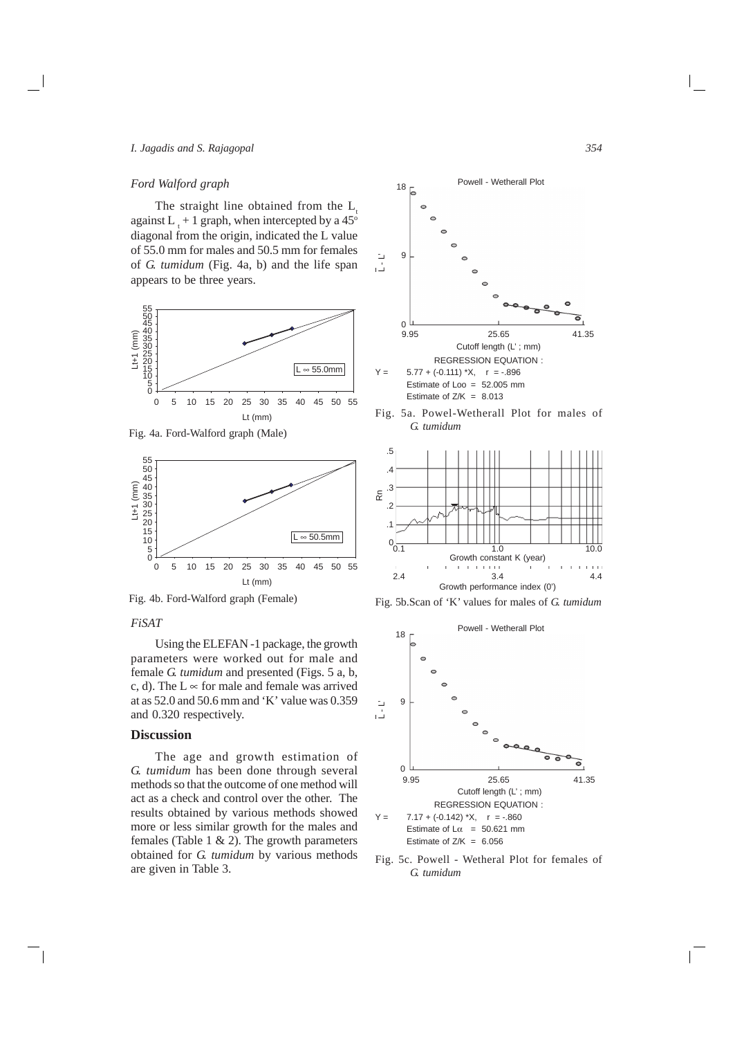*Ford Walford graph*

The straight line obtained from the $L_t$ against $L_t + 1$ graph, when intercepted by a 45° diagonal from the origin, indicated the L value of 55.0 mm for males and 50.5 mm for females of *G. tumidum* (Fig. 4a, b) and the life span appears to be three years.

Fig. 4a. Ford-Walford graph (Male)

Fig. 4b. Ford-Walford graph (Female)

*FiSAT*

Using the ELEFAN -1 package, the growth parameters were worked out for male and female *G. tumidum* and presented (Figs. 5 a, b, c, d). The $L\infty$ for male and female was arrived at as 52.0 and 50.6 mm and 'K' value was 0.359 and 0.320 respectively.

## Discussion

The age and growth estimation of *G. tumidum* has been done through several methods so that the outcome of one method will act as a check and control over the other. The results obtained by various methods showed more or less similar growth for the males and females (Table 1 & 2). The growth parameters obtained for *G. tumidum* by various methods are given in Table 3.

Fig. 5a. Powel-Wetherall Plot for males of *G. tumidum*

Fig. 5b.Scan of 'K' values for males of *G. tumidum*

Fig. 5c. Powell - Wetheral Plot for females of *G. tumidum*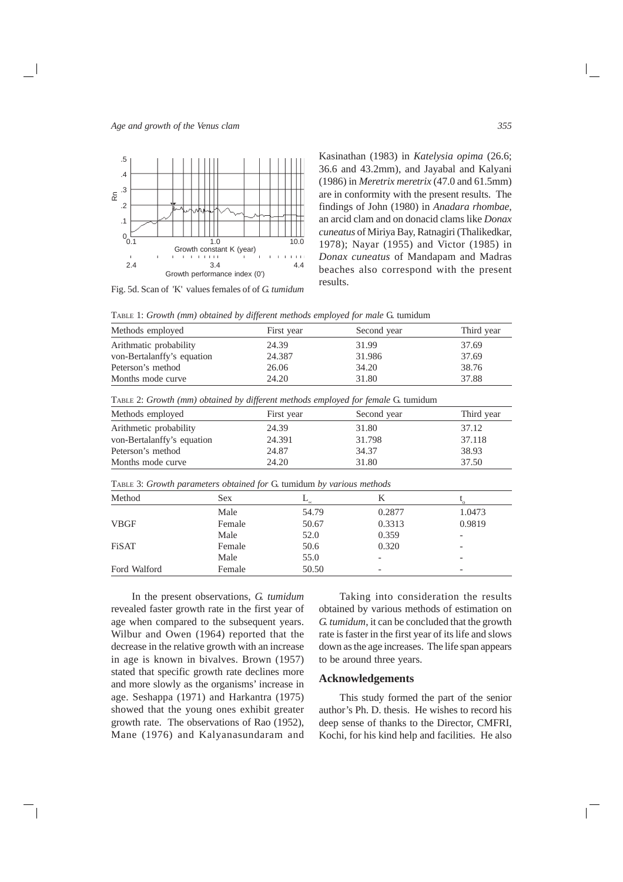Fig. 5d. Scan of 'K' values females of of *G. tumidum*

Kasinathan (1983) in *Katelysia opima* (26.6; 36.6 and 43.2mm), and Jayabal and Kalyani (1986) in *Meretrix meretrix* (47.0 and 61.5mm) are in conformity with the present results. The findings of John (1980) in *Anadara rhombae*, an arcid clam and on donacid clams like *Donax cuneatus* of Miriya Bay, Ratnagiri (Thalikedkar, 1978); Nayar (1955) and Victor (1985) in *Donax cuneatus* of Mandapam and Madras beaches also correspond with the present results.

TABLE 1: *Growth (mm) obtained by different methods employed for male* G. tumidum

| Methods employed | First year | Second year | Third year |
|---|---|---|---|
| Arithmatic probability | 24.39 | 31.99 | 37.69 |
| von-Bertalanffy's equation | 24.387 | 31.986 | 37.69 |
| Peterson's method | 26.06 | 34.20 | 38.76 |
| Months mode curve | 24.20 | 31.80 | 37.88 |

TABLE 2: *Growth (mm) obtained by different methods employed for female* G. tumidum

| Methods employed | First year | Second year | Third year |
|---|---|---|---|
| Arithmetic probability | 24.39 | 31.80 | 37.12 |
| von-Bertalanffy's equation | 24.391 | 31.798 | 37.118 |
| Peterson's method | 24.87 | 34.37 | 38.93 |
| Months mode curve | 24.20 | 31.80 | 37.50 |

TABLE 3: *Growth parameters obtained for* G. tumidum *by various methods*

| Method | Sex | $L_\infty$ | K | $t_o$ |
|---|---|---|---|---|
| | Male | 54.79 | 0.2877 | 1.0473 |
| VBGF | Female | 50.67 | 0.3313 | 0.9819 |
| | Male | 52.0 | 0.359 | - |
| FiSAT | Female | 50.6 | 0.320 | - |
| | Male | 55.0 | - | - |
| Ford Walford | Female | 50.50 | - | - |

In the present observations, *G. tumidum* revealed faster growth rate in the first year of age when compared to the subsequent years. Wilbur and Owen (1964) reported that the decrease in the relative growth with an increase in age is known in bivalves. Brown (1957) stated that specific growth rate declines more and more slowly as the organisms' increase in age. Seshappa (1971) and Harkantra (1975) showed that the young ones exhibit greater growth rate. The observations of Rao (1952), Mane (1976) and Kalyanasundaram and

Taking into consideration the results obtained by various methods of estimation on *G. tumidum*, it can be concluded that the growth rate is faster in the first year of its life and slows down as the age increases. The life span appears to be around three years.

## Acknowledgements

This study formed the part of the senior author's Ph. D. thesis. He wishes to record his deep sense of thanks to the Director, CMFRI, Kochi, for his kind help and facilities. He also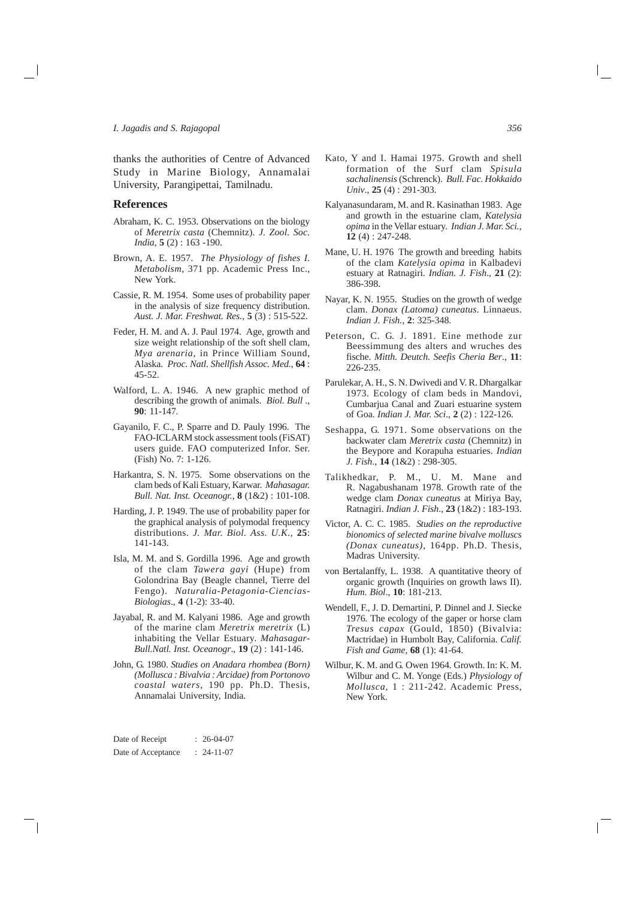thanks the authorities of Centre of Advanced Study in Marine Biology, Annamalai University, Parangipettai, Tamilnadu.

## References

Abraham, K. C. 1953. Observations on the biology of *Meretrix casta* (Chemnitz). *J. Zool. Soc. India*, **5** (2) : 163 -190.

Brown, A. E. 1957. *The Physiology of fishes I. Metabolism*, 371 pp. Academic Press Inc., New York.

Cassie, R. M. 1954. Some uses of probability paper in the analysis of size frequency distribution. *Aust. J. Mar. Freshwat. Res.*, **5** (3) : 515-522.

Feder, H. M. and A. J. Paul 1974. Age, growth and size weight relationship of the soft shell clam, *Mya arenaria*, in Prince William Sound, Alaska. *Proc. Natl. Shellfish Assoc. Med.*, **64** : 45-52.

Walford, L. A. 1946. A new graphic method of describing the growth of animals. *Biol. Bull .*, **90**: 11-147.

Gayanilo, F. C., P. Sparre and D. Pauly 1996. The FAO-ICLARM stock assessment tools (FiSAT) users guide. FAO computerized Infor. Ser. (Fish) No. 7: 1-126.

Harkantra, S. N. 1975. Some observations on the clam beds of Kali Estuary, Karwar. *Mahasagar. Bull. Nat. Inst. Oceanogr.*, **8** (1&2) : 101-108.

Harding, J. P. 1949. The use of probability paper for the graphical analysis of polymodal frequency distributions. *J. Mar. Biol. Ass. U.K.*, **25**: 141-143.

Isla, M. M. and S. Gordilla 1996. Age and growth of the clam *Tawera gayi* (Hupe) from Golondrina Bay (Beagle channel, Tierre del Fengo). *Naturalia-Petagonia-Ciencias-Biologias*., **4** (1-2): 33-40.

Jayabal, R. and M. Kalyani 1986. Age and growth of the marine clam *Meretrix meretrix* (L) inhabiting the Vellar Estuary. *Mahasagar-Bull.Natl. Inst. Oceanogr*., **19** (2) : 141-146.

John, G. 1980. *Studies on Anadara rhombea (Born) (Mollusca : Bivalvia : Arcidae) from Portonovo coastal waters*, 190 pp. Ph.D. Thesis, Annamalai University, India.

Kato, Y and I. Hamai 1975. Growth and shell formation of the Surf clam *Spisula sachalinensis* (Schrenck). *Bull. Fac. Hokkaido Univ*., **25** (4) : 291-303.

Kalyanasundaram, M. and R. Kasinathan 1983. Age and growth in the estuarine clam, *Katelysia opima* in the Vellar estuary. *Indian J. Mar. Sci.*, **12** (4) : 247-248.

Mane, U. H. 1976 The growth and breeding habits of the clam *Katelysia opima* in Kalbadevi estuary at Ratnagiri. *Indian. J. Fish*., **21** (2): 386-398.

Nayar, K. N. 1955. Studies on the growth of wedge clam. *Donax (Latoma) cuneatus*. Linnaeus. *Indian J. Fish.*, **2**: 325-348.

Peterson, C. G. J. 1891. Eine methode zur Beessimmung des alters and wruches des fische. *Mitth. Deutch. Seefis Cheria Ber*., **11**: 226-235.

Parulekar, A. H., S. N. Dwivedi and V. R. Dhargalkar 1973. Ecology of clam beds in Mandovi, Cumbarjua Canal and Zuari estuarine system of Goa. *Indian J. Mar. Sci*., **2** (2) : 122-126.

Seshappa, G. 1971. Some observations on the backwater clam *Meretrix casta* (Chemnitz) in the Beypore and Korapuha estuaries. *Indian J. Fish*., **14** (1&2) : 298-305.

Talikhedkar, P. M., U. M. Mane and R. Nagabushanam 1978. Growth rate of the wedge clam *Donax cuneatus* at Miriya Bay, Ratnagiri. *Indian J. Fish*., **23** (1&2) : 183-193.

Victor, A. C. C. 1985. *Studies on the reproductive bionomics of selected marine bivalve molluscs (Donax cuneatus)*, 164pp. Ph.D. Thesis, Madras University.

von Bertalanffy, L. 1938. A quantitative theory of organic growth (Inquiries on growth laws II). *Hum. Biol*., **10**: 181-213.

Wendell, F., J. D. Demartini, P. Dinnel and J. Siecke 1976. The ecology of the gaper or horse clam *Tresus capax* (Gould, 1850) (Bivalvia: Mactridae) in Humbolt Bay, California. *Calif. Fish and Game*, **68** (1): 41-64.

Wilbur, K. M. and G. Owen 1964. Growth. In: K. M. Wilbur and C. M. Yonge (Eds.) *Physiology of Mollusca*, 1 : 211-242. Academic Press, New York.

Date of Receipt : 26-04-07

Date of Acceptance : 24-11-07